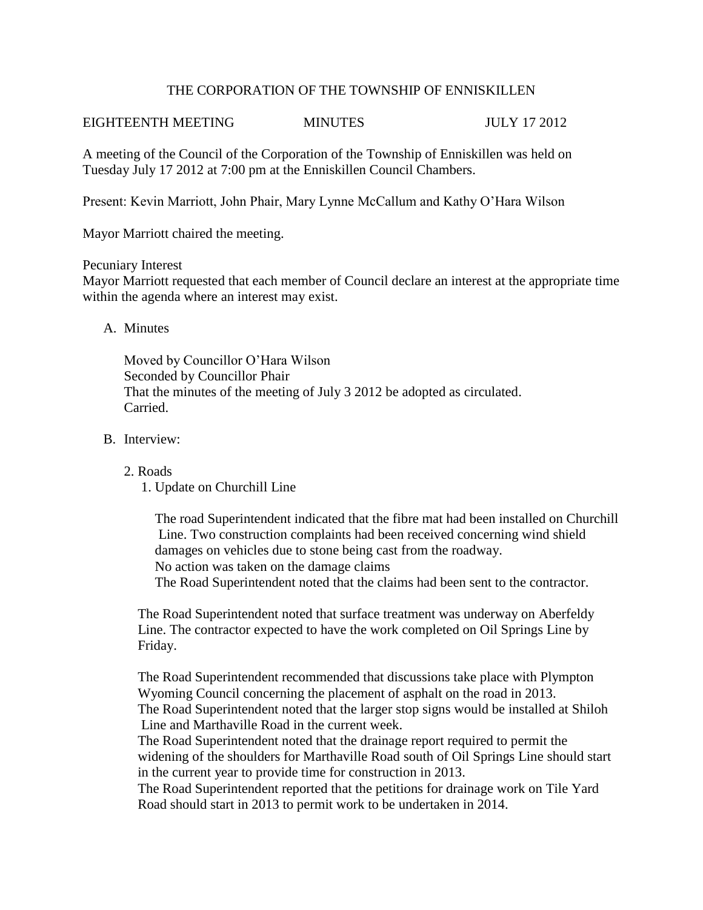THE CORPORATION OF THE TOWNSHIP OF ENNISKILLEN

EIGHTEENTH MEETING MINUTES JULY 17 2012

A meeting of the Council of the Corporation of the Township of Enniskillen was held on Tuesday July 17 2012 at 7:00 pm at the Enniskillen Council Chambers.

Present: Kevin Marriott, John Phair, Mary Lynne McCallum and Kathy O'Hara Wilson

Mayor Marriott chaired the meeting.

Pecuniary Interest
Mayor Marriott requested that each member of Council declare an interest at the appropriate time within the agenda where an interest may exist.

A. Minutes

Moved by Councillor O'Hara Wilson
Seconded by Councillor Phair
That the minutes of the meeting of July 3 2012 be adopted as circulated.
Carried.

B. Interview:

2. Roads

1. Update on Churchill Line

The road Superintendent indicated that the fibre mat had been installed on Churchill Line. Two construction complaints had been received concerning wind shield damages on vehicles due to stone being cast from the roadway.
No action was taken on the damage claims
The Road Superintendent noted that the claims had been sent to the contractor.

The Road Superintendent noted that surface treatment was underway on Aberfeldy Line. The contractor expected to have the work completed on Oil Springs Line by Friday.

The Road Superintendent recommended that discussions take place with Plympton Wyoming Council concerning the placement of asphalt on the road in 2013.
The Road Superintendent noted that the larger stop signs would be installed at Shiloh Line and Marthaville Road in the current week.
The Road Superintendent noted that the drainage report required to permit the widening of the shoulders for Marthaville Road south of Oil Springs Line should start in the current year to provide time for construction in 2013.
The Road Superintendent reported that the petitions for drainage work on Tile Yard Road should start in 2013 to permit work to be undertaken in 2014.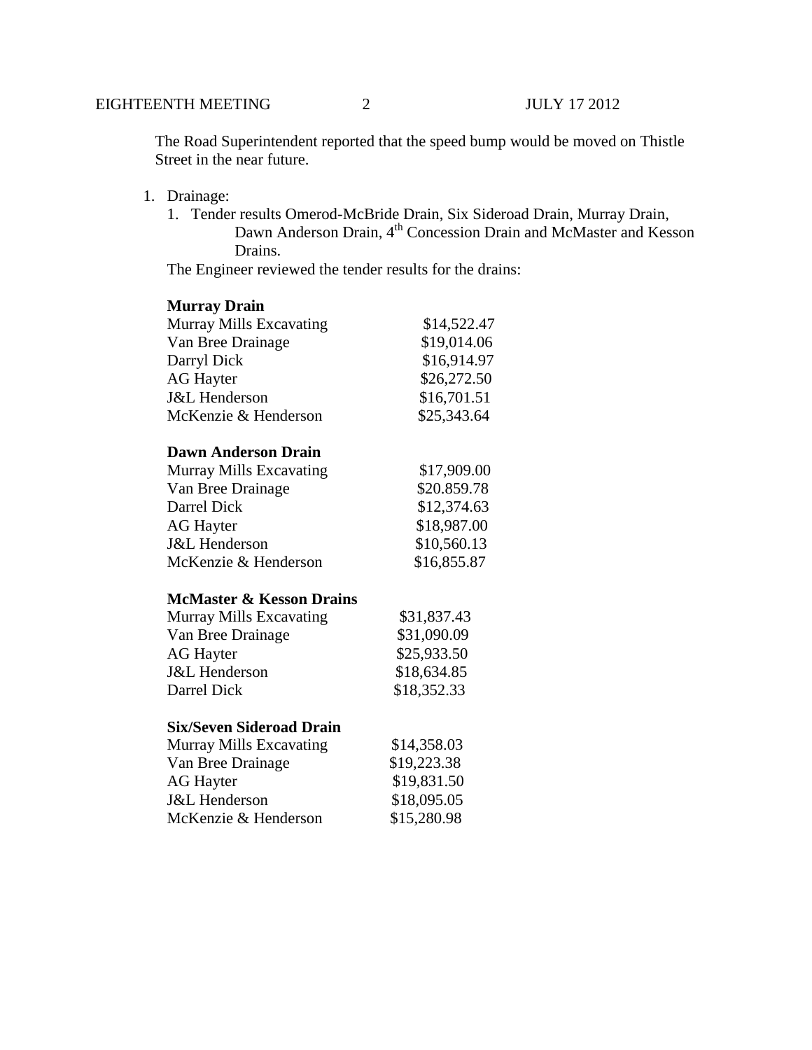The Road Superintendent reported that the speed bump would be moved on Thistle Street in the near future.

1. Drainage:
   1. Tender results Omerod-McBride Drain, Six Sideroad Drain, Murray Drain, Dawn Anderson Drain, 4th Concession Drain and McMaster and Kesson Drains.

   The Engineer reviewed the tender results for the drains:

**Murray Drain**

| | |
|---|---|
| Murray Mills Excavating | $14,522.47 |
| Van Bree Drainage | $19,014.06 |
| Darryl Dick | $16,914.97 |
| AG Hayter | $26,272.50 |
| J&L Henderson | $16,701.51 |
| McKenzie & Henderson | $25,343.64 |

**Dawn Anderson Drain**

| | |
|---|---|
| Murray Mills Excavating | $17,909.00 |
| Van Bree Drainage | $20.859.78 |
| Darrel Dick | $12,374.63 |
| AG Hayter | $18,987.00 |
| J&L Henderson | $10,560.13 |
| McKenzie & Henderson | $16,855.87 |

**McMaster & Kesson Drains**

| | |
|---|---|
| Murray Mills Excavating | $31,837.43 |
| Van Bree Drainage | $31,090.09 |
| AG Hayter | $25,933.50 |
| J&L Henderson | $18,634.85 |
| Darrel Dick | $18,352.33 |

**Six/Seven Sideroad Drain**

| | |
|---|---|
| Murray Mills Excavating | $14,358.03 |
| Van Bree Drainage | $19,223.38 |
| AG Hayter | $19,831.50 |
| J&L Henderson | $18,095.05 |
| McKenzie & Henderson | $15,280.98 |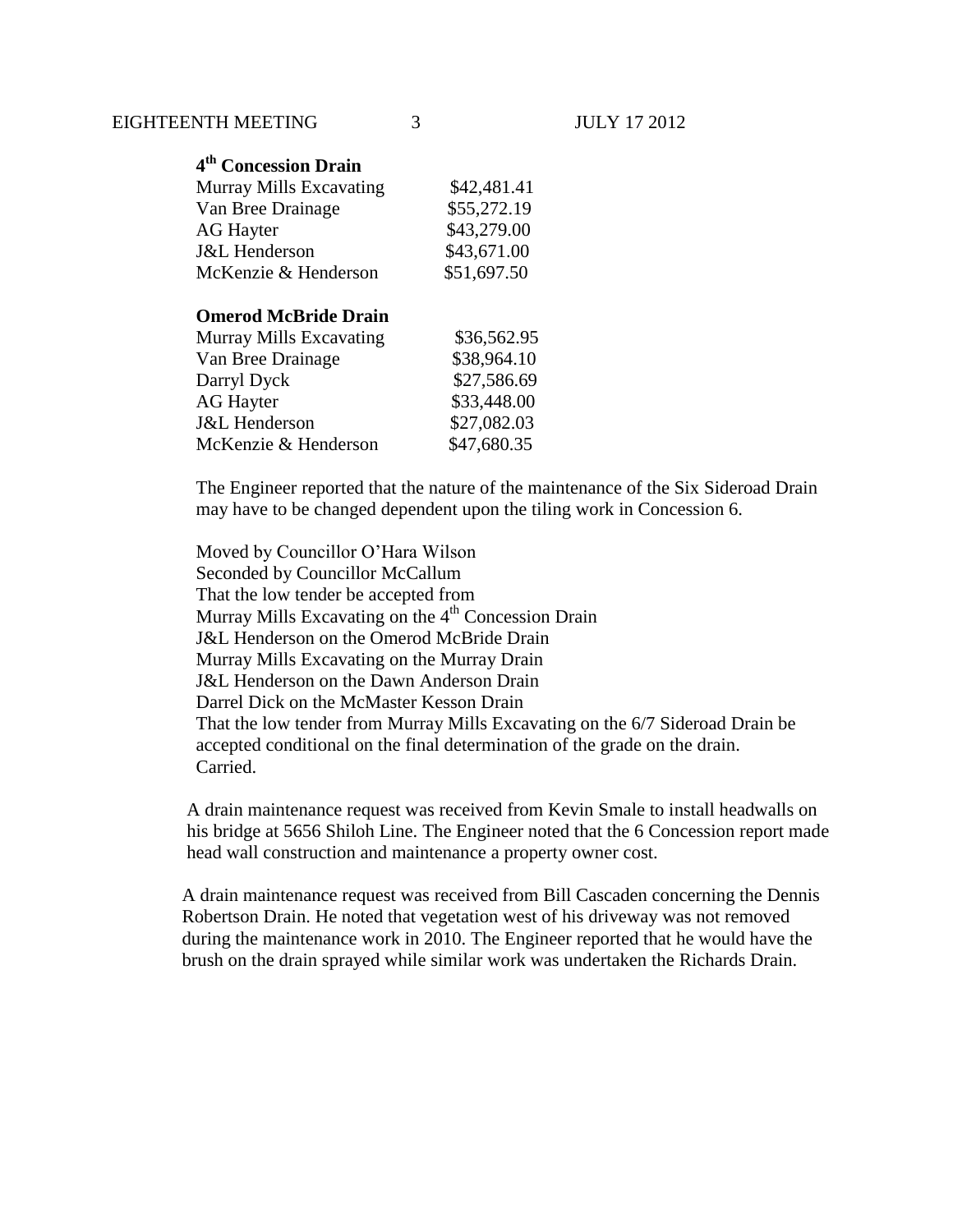**4th Concession Drain**

| | |
|---|---|
| Murray Mills Excavating | $42,481.41 |
| Van Bree Drainage | $55,272.19 |
| AG Hayter | $43,279.00 |
| J&L Henderson | $43,671.00 |
| McKenzie & Henderson | $51,697.50 |

**Omerod McBride Drain**

| | |
|---|---|
| Murray Mills Excavating | $36,562.95 |
| Van Bree Drainage | $38,964.10 |
| Darryl Dyck | $27,586.69 |
| AG Hayter | $33,448.00 |
| J&L Henderson | $27,082.03 |
| McKenzie & Henderson | $47,680.35 |

The Engineer reported that the nature of the maintenance of the Six Sideroad Drain may have to be changed dependent upon the tiling work in Concession 6.

Moved by Councillor O'Hara Wilson
Seconded by Councillor McCallum
That the low tender be accepted from
Murray Mills Excavating on the 4th Concession Drain
J&L Henderson on the Omerod McBride Drain
Murray Mills Excavating on the Murray Drain
J&L Henderson on the Dawn Anderson Drain
Darrel Dick on the McMaster Kesson Drain
That the low tender from Murray Mills Excavating on the 6/7 Sideroad Drain be accepted conditional on the final determination of the grade on the drain.
Carried.

A drain maintenance request was received from Kevin Smale to install headwalls on his bridge at 5656 Shiloh Line. The Engineer noted that the 6 Concession report made head wall construction and maintenance a property owner cost.

A drain maintenance request was received from Bill Cascaden concerning the Dennis Robertson Drain. He noted that vegetation west of his driveway was not removed during the maintenance work in 2010. The Engineer reported that he would have the brush on the drain sprayed while similar work was undertaken the Richards Drain.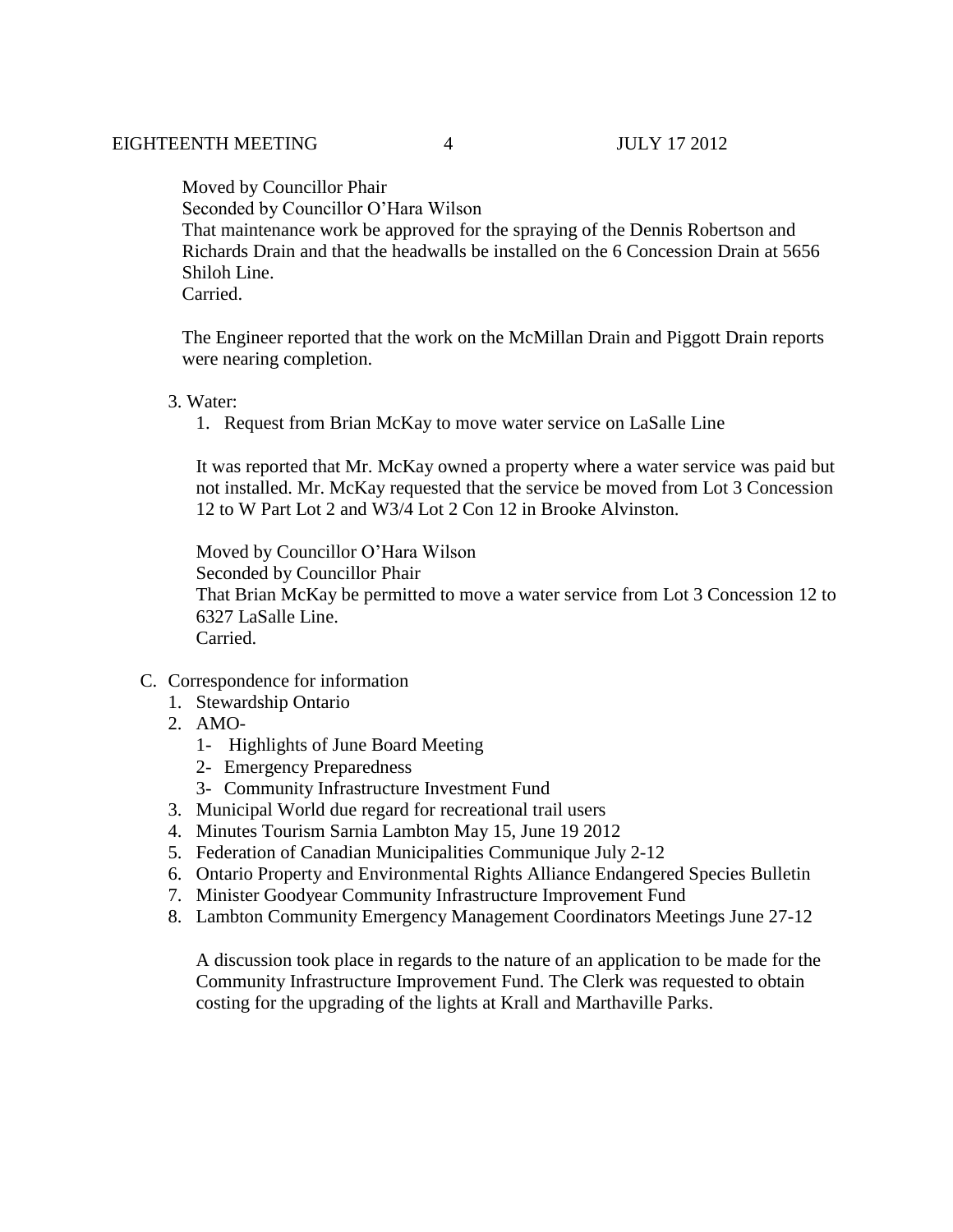Moved by Councillor Phair
Seconded by Councillor O'Hara Wilson
That maintenance work be approved for the spraying of the Dennis Robertson and Richards Drain and that the headwalls be installed on the 6 Concession Drain at 5656 Shiloh Line.
Carried.

The Engineer reported that the work on the McMillan Drain and Piggott Drain reports were nearing completion.

3. Water:
   1. Request from Brian McKay to move water service on LaSalle Line

   It was reported that Mr. McKay owned a property where a water service was paid but not installed. Mr. McKay requested that the service be moved from Lot 3 Concession 12 to W Part Lot 2 and W3/4 Lot 2 Con 12 in Brooke Alvinston.

   Moved by Councillor O'Hara Wilson
   Seconded by Councillor Phair
   That Brian McKay be permitted to move a water service from Lot 3 Concession 12 to 6327 LaSalle Line.
   Carried.

C. Correspondence for information
   1. Stewardship Ontario
   2. AMO-
      1- Highlights of June Board Meeting
      2- Emergency Preparedness
      3- Community Infrastructure Investment Fund
   3. Municipal World due regard for recreational trail users
   4. Minutes Tourism Sarnia Lambton May 15, June 19 2012
   5. Federation of Canadian Municipalities Communique July 2-12
   6. Ontario Property and Environmental Rights Alliance Endangered Species Bulletin
   7. Minister Goodyear Community Infrastructure Improvement Fund
   8. Lambton Community Emergency Management Coordinators Meetings June 27-12

   A discussion took place in regards to the nature of an application to be made for the Community Infrastructure Improvement Fund. The Clerk was requested to obtain costing for the upgrading of the lights at Krall and Marthaville Parks.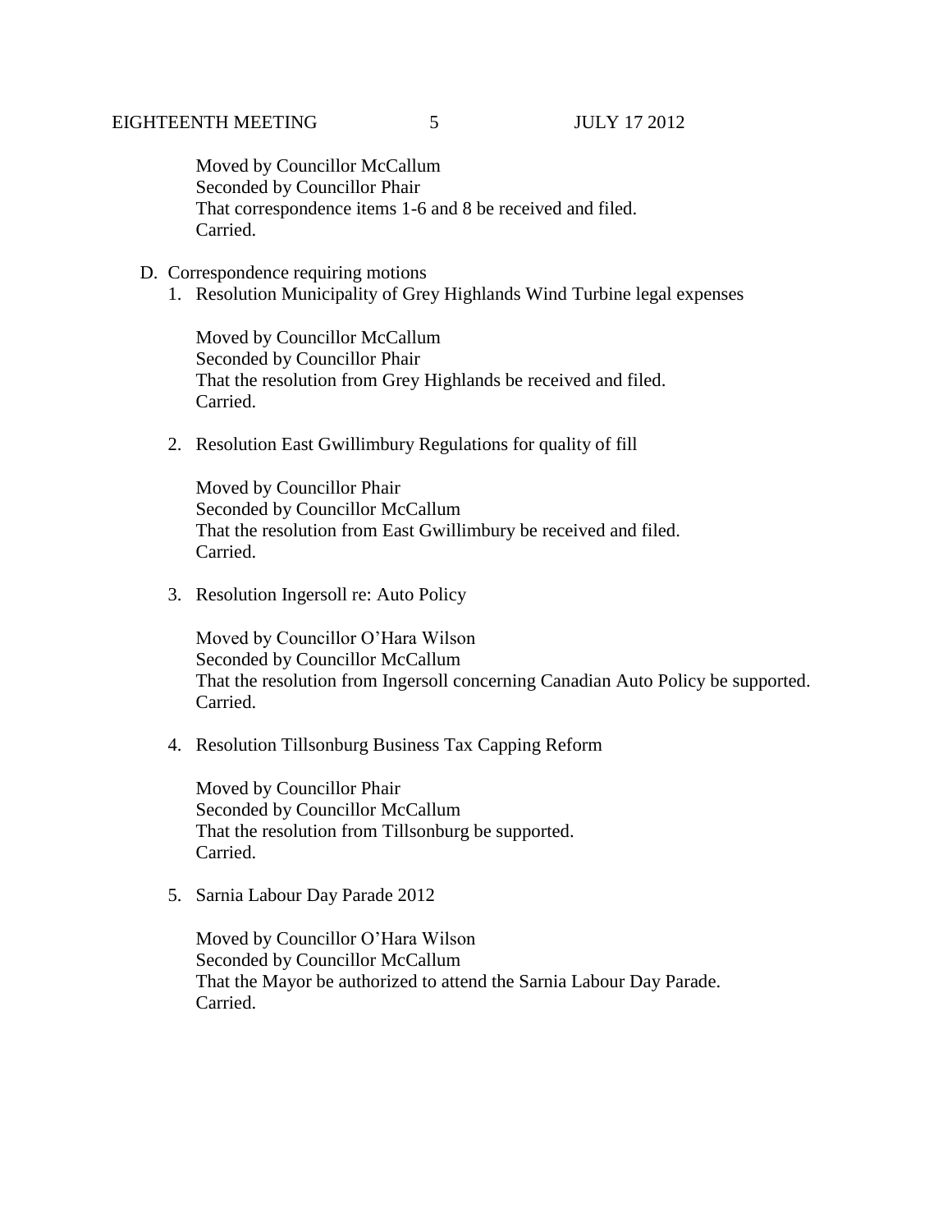Moved by Councillor McCallum
Seconded by Councillor Phair
That correspondence items 1-6 and 8 be received and filed.
Carried.

D. Correspondence requiring motions

1. Resolution Municipality of Grey Highlands Wind Turbine legal expenses

   Moved by Councillor McCallum
   Seconded by Councillor Phair
   That the resolution from Grey Highlands be received and filed.
   Carried.

2. Resolution East Gwillimbury Regulations for quality of fill

   Moved by Councillor Phair
   Seconded by Councillor McCallum
   That the resolution from East Gwillimbury be received and filed.
   Carried.

3. Resolution Ingersoll re: Auto Policy

   Moved by Councillor O'Hara Wilson
   Seconded by Councillor McCallum
   That the resolution from Ingersoll concerning Canadian Auto Policy be supported.
   Carried.

4. Resolution Tillsonburg Business Tax Capping Reform

   Moved by Councillor Phair
   Seconded by Councillor McCallum
   That the resolution from Tillsonburg be supported.
   Carried.

5. Sarnia Labour Day Parade 2012

   Moved by Councillor O'Hara Wilson
   Seconded by Councillor McCallum
   That the Mayor be authorized to attend the Sarnia Labour Day Parade.
   Carried.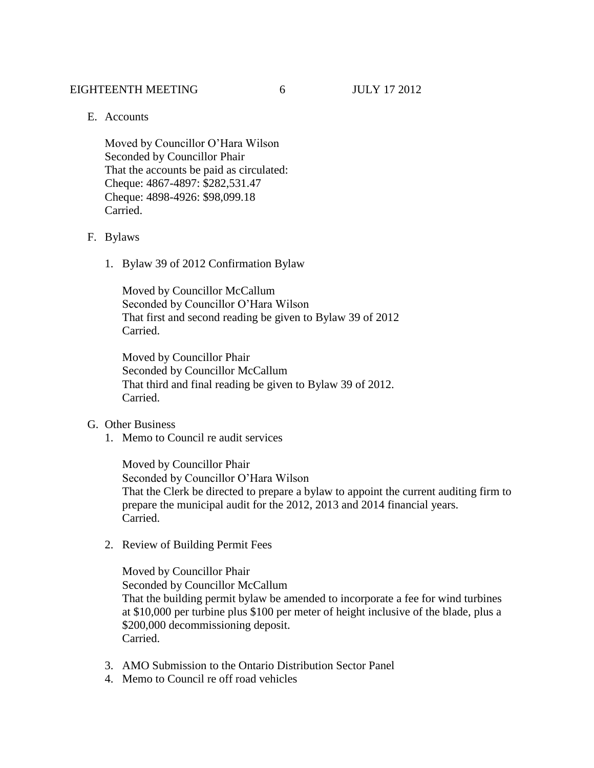E. Accounts

   Moved by Councillor O'Hara Wilson
   Seconded by Councillor Phair
   That the accounts be paid as circulated:
   Cheque: 4867-4897: $282,531.47
   Cheque: 4898-4926: $98,099.18
   Carried.

F. Bylaws

   1. Bylaw 39 of 2012 Confirmation Bylaw

      Moved by Councillor McCallum
      Seconded by Councillor O'Hara Wilson
      That first and second reading be given to Bylaw 39 of 2012
      Carried.

      Moved by Councillor Phair
      Seconded by Councillor McCallum
      That third and final reading be given to Bylaw 39 of 2012.
      Carried.

G. Other Business

   1. Memo to Council re audit services

      Moved by Councillor Phair
      Seconded by Councillor O'Hara Wilson
      That the Clerk be directed to prepare a bylaw to appoint the current auditing firm to prepare the municipal audit for the 2012, 2013 and 2014 financial years.
      Carried.

   2. Review of Building Permit Fees

      Moved by Councillor Phair
      Seconded by Councillor McCallum
      That the building permit bylaw be amended to incorporate a fee for wind turbines at $10,000 per turbine plus $100 per meter of height inclusive of the blade, plus a $200,000 decommissioning deposit.
      Carried.

   3. AMO Submission to the Ontario Distribution Sector Panel
   4. Memo to Council re off road vehicles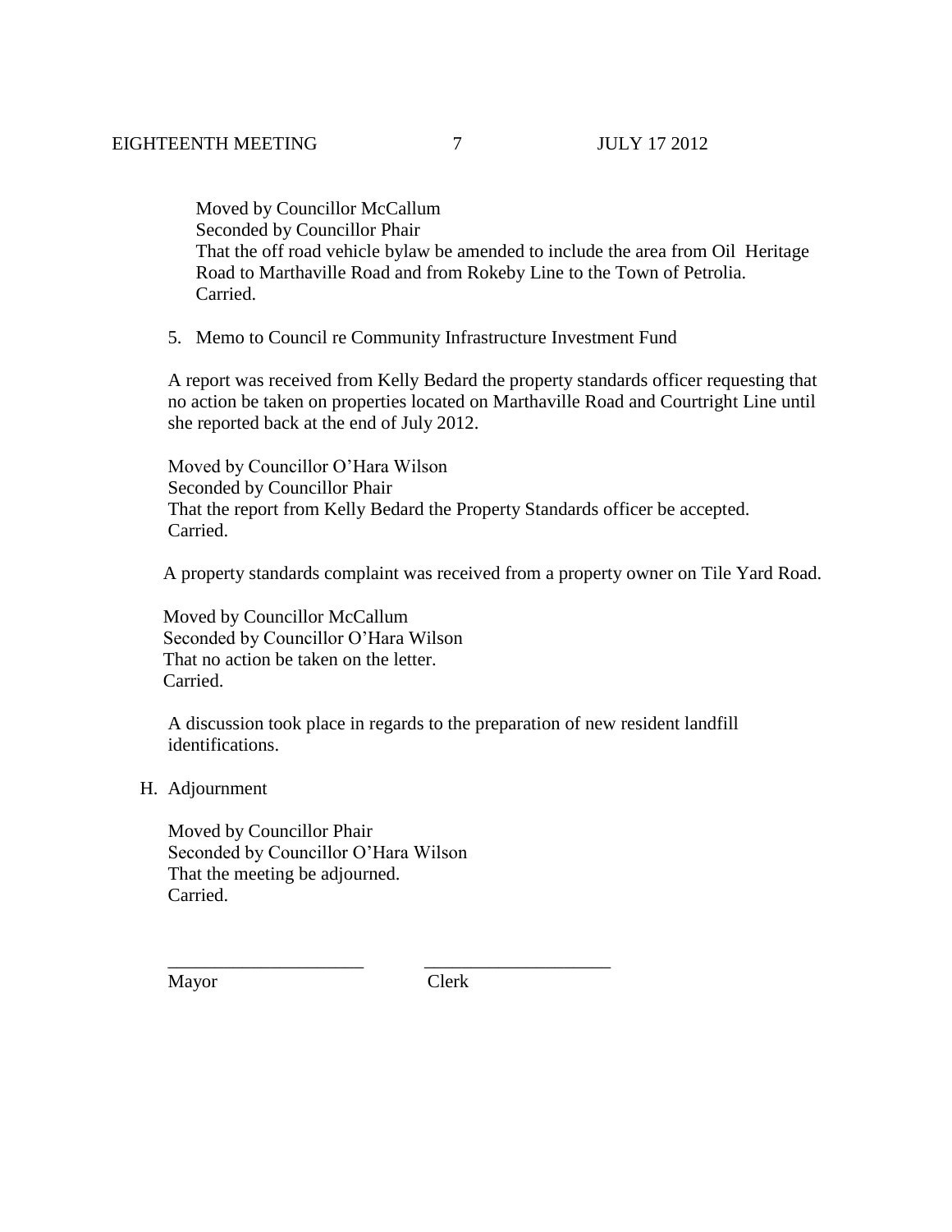Moved by Councillor McCallum
Seconded by Councillor Phair
That the off road vehicle bylaw be amended to include the area from Oil Heritage Road to Marthaville Road and from Rokeby Line to the Town of Petrolia.
Carried.

5. Memo to Council re Community Infrastructure Investment Fund

A report was received from Kelly Bedard the property standards officer requesting that no action be taken on properties located on Marthaville Road and Courtright Line until she reported back at the end of July 2012.

Moved by Councillor O'Hara Wilson
Seconded by Councillor Phair
That the report from Kelly Bedard the Property Standards officer be accepted.
Carried.

A property standards complaint was received from a property owner on Tile Yard Road.

Moved by Councillor McCallum
Seconded by Councillor O'Hara Wilson
That no action be taken on the letter.
Carried.

A discussion took place in regards to the preparation of new resident landfill identifications.

H. Adjournment

Moved by Councillor Phair
Seconded by Councillor O'Hara Wilson
That the meeting be adjourned.
Carried.

_____________________ _____________________
Mayor Clerk